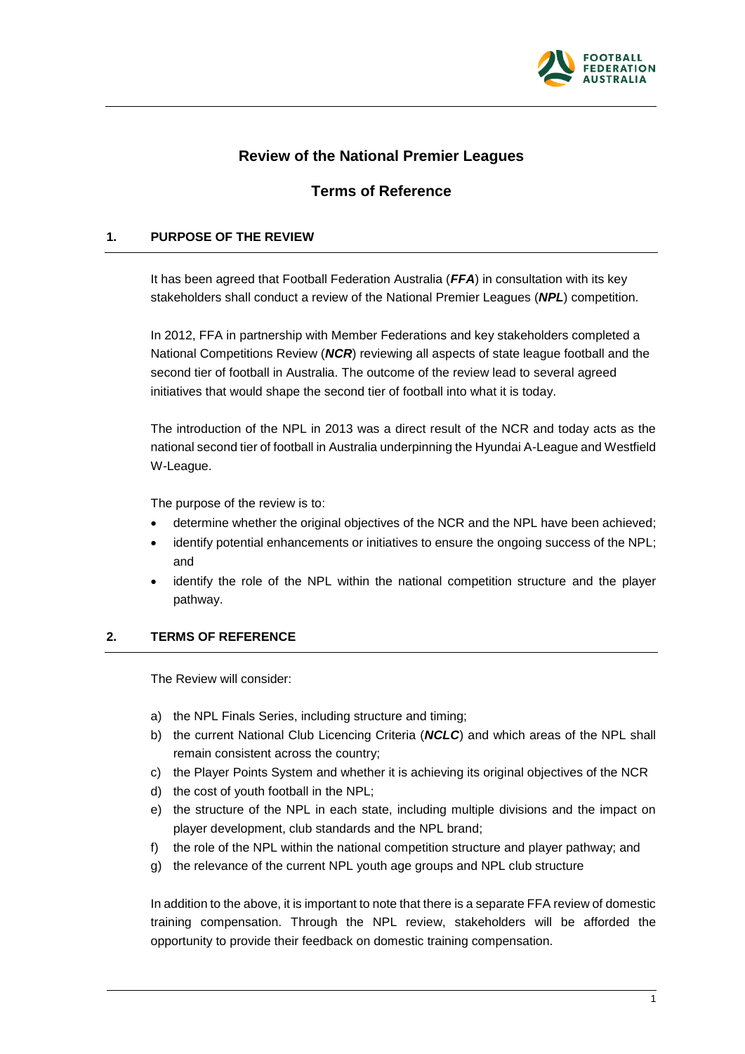# Review of the National Premier Leagues

## Terms of Reference

### 1. PURPOSE OF THE REVIEW

It has been agreed that Football Federation Australia (***FFA***) in consultation with its key stakeholders shall conduct a review of the National Premier Leagues (***NPL***) competition.

In 2012, FFA in partnership with Member Federations and key stakeholders completed a National Competitions Review (***NCR***) reviewing all aspects of state league football and the second tier of football in Australia. The outcome of the review lead to several agreed initiatives that would shape the second tier of football into what it is today.

The introduction of the NPL in 2013 was a direct result of the NCR and today acts as the national second tier of football in Australia underpinning the Hyundai A-League and Westfield W-League.

The purpose of the review is to:

- determine whether the original objectives of the NCR and the NPL have been achieved;
- identify potential enhancements or initiatives to ensure the ongoing success of the NPL; and
- identify the role of the NPL within the national competition structure and the player pathway.

### 2. TERMS OF REFERENCE

The Review will consider:

a) the NPL Finals Series, including structure and timing;
b) the current National Club Licencing Criteria (***NCLC***) and which areas of the NPL shall remain consistent across the country;
c) the Player Points System and whether it is achieving its original objectives of the NCR
d) the cost of youth football in the NPL;
e) the structure of the NPL in each state, including multiple divisions and the impact on player development, club standards and the NPL brand;
f) the role of the NPL within the national competition structure and player pathway; and
g) the relevance of the current NPL youth age groups and NPL club structure

In addition to the above, it is important to note that there is a separate FFA review of domestic training compensation. Through the NPL review, stakeholders will be afforded the opportunity to provide their feedback on domestic training compensation.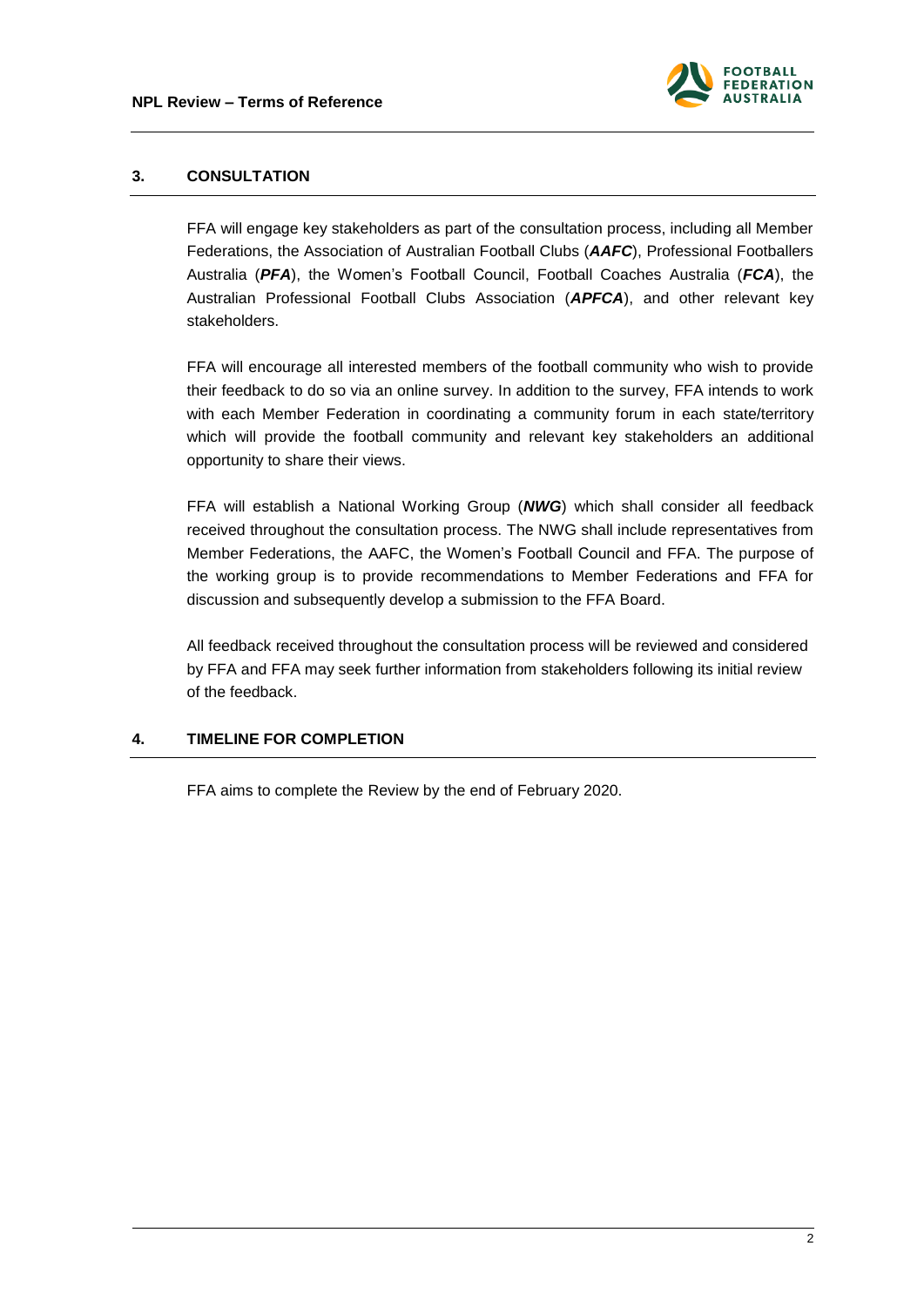## 3. CONSULTATION

FFA will engage key stakeholders as part of the consultation process, including all Member Federations, the Association of Australian Football Clubs (***AAFC***), Professional Footballers Australia (***PFA***), the Women's Football Council, Football Coaches Australia (***FCA***), the Australian Professional Football Clubs Association (***APFCA***), and other relevant key stakeholders.

FFA will encourage all interested members of the football community who wish to provide their feedback to do so via an online survey. In addition to the survey, FFA intends to work with each Member Federation in coordinating a community forum in each state/territory which will provide the football community and relevant key stakeholders an additional opportunity to share their views.

FFA will establish a National Working Group (***NWG***) which shall consider all feedback received throughout the consultation process. The NWG shall include representatives from Member Federations, the AAFC, the Women's Football Council and FFA. The purpose of the working group is to provide recommendations to Member Federations and FFA for discussion and subsequently develop a submission to the FFA Board.

All feedback received throughout the consultation process will be reviewed and considered by FFA and FFA may seek further information from stakeholders following its initial review of the feedback.

## 4. TIMELINE FOR COMPLETION

FFA aims to complete the Review by the end of February 2020.